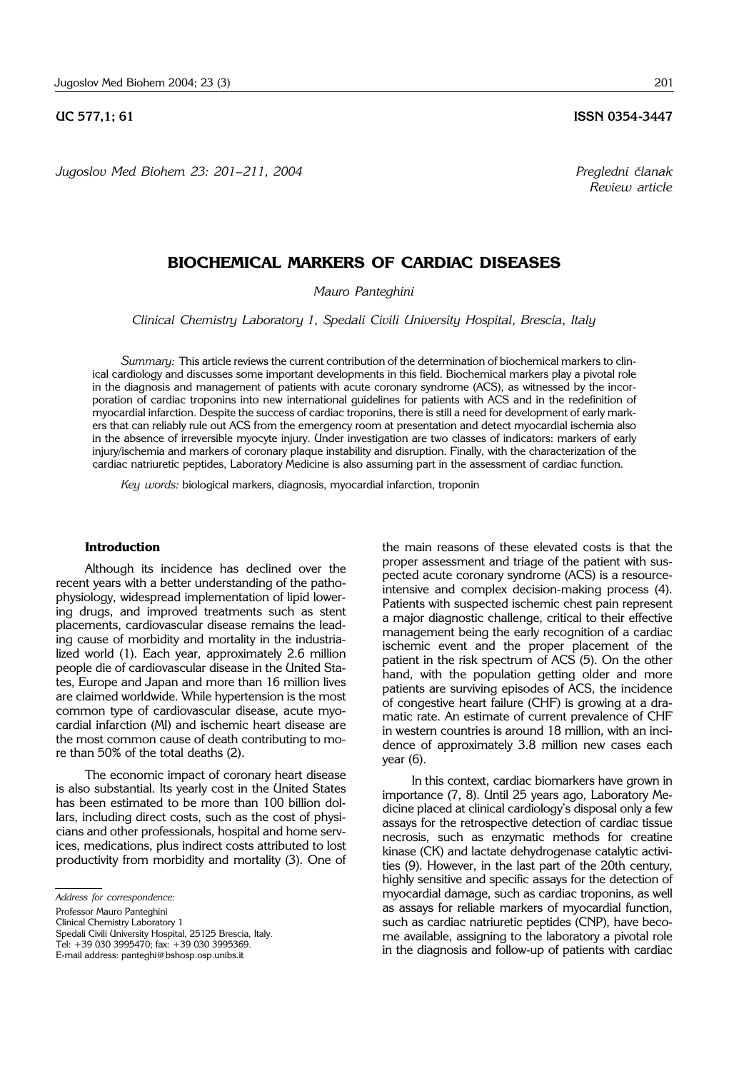UC 577,1; 61 ISSN 0354-3447

*Jugoslov Med Biohem 23: 201–211, 2004*

*Pregledni članak*
*Review article*

# BIOCHEMICAL MARKERS OF CARDIAC DISEASES

*Mauro Panteghini*

*Clinical Chemistry Laboratory 1, Spedali Civili University Hospital, Brescia, Italy*

*Summary:* This article reviews the current contribution of the determination of biochemical markers to clinical cardiology and discusses some important developments in this field. Biochemical markers play a pivotal role in the diagnosis and management of patients with acute coronary syndrome (ACS), as witnessed by the incorporation of cardiac troponins into new international guidelines for patients with ACS and in the redefinition of myocardial infarction. Despite the success of cardiac troponins, there is still a need for development of early markers that can reliably rule out ACS from the emergency room at presentation and detect myocardial ischemia also in the absence of irreversible myocyte injury. Under investigation are two classes of indicators: markers of early injury/ischemia and markers of coronary plaque instability and disruption. Finally, with the characterization of the cardiac natriuretic peptides, Laboratory Medicine is also assuming part in the assessment of cardiac function.

*Key words:* biological markers, diagnosis, myocardial infarction, troponin

## Introduction

Although its incidence has declined over the recent years with a better understanding of the pathophysiology, widespread implementation of lipid lowering drugs, and improved treatments such as stent placements, cardiovascular disease remains the leading cause of morbidity and mortality in the industrialized world (1). Each year, approximately 2.6 million people die of cardiovascular disease in the United States, Europe and Japan and more than 16 million lives are claimed worldwide. While hypertension is the most common type of cardiovascular disease, acute myocardial infarction (MI) and ischemic heart disease are the most common cause of death contributing to more than 50% of the total deaths (2).

The economic impact of coronary heart disease is also substantial. Its yearly cost in the United States has been estimated to be more than 100 billion dollars, including direct costs, such as the cost of physicians and other professionals, hospital and home services, medications, plus indirect costs attributed to lost productivity from morbidity and mortality (3). One of the main reasons of these elevated costs is that the proper assessment and triage of the patient with suspected acute coronary syndrome (ACS) is a resource-intensive and complex decision-making process (4). Patients with suspected ischemic chest pain represent a major diagnostic challenge, critical to their effective management being the early recognition of a cardiac ischemic event and the proper placement of the patient in the risk spectrum of ACS (5). On the other hand, with the population getting older and more patients are surviving episodes of ACS, the incidence of congestive heart failure (CHF) is growing at a dramatic rate. An estimate of current prevalence of CHF in western countries is around 18 million, with an incidence of approximately 3.8 million new cases each year (6).

In this context, cardiac biomarkers have grown in importance (7, 8). Until 25 years ago, Laboratory Medicine placed at clinical cardiology's disposal only a few assays for the retrospective detection of cardiac tissue necrosis, such as enzymatic methods for creatine kinase (CK) and lactate dehydrogenase catalytic activities (9). However, in the last part of the 20th century, highly sensitive and specific assays for the detection of myocardial damage, such as cardiac troponins, as well as assays for reliable markers of myocardial function, such as cardiac natriuretic peptides (CNP), have become available, assigning to the laboratory a pivotal role in the diagnosis and follow-up of patients with cardiac

*Address for correspondence:*

Professor Mauro Panteghini
Clinical Chemistry Laboratory 1
Spedali Civili University Hospital, 25125 Brescia, Italy.
Tel: +39 030 3995470; fax: +39 030 3995369.
E-mail address: panteghi@bshosp.osp.unibs.it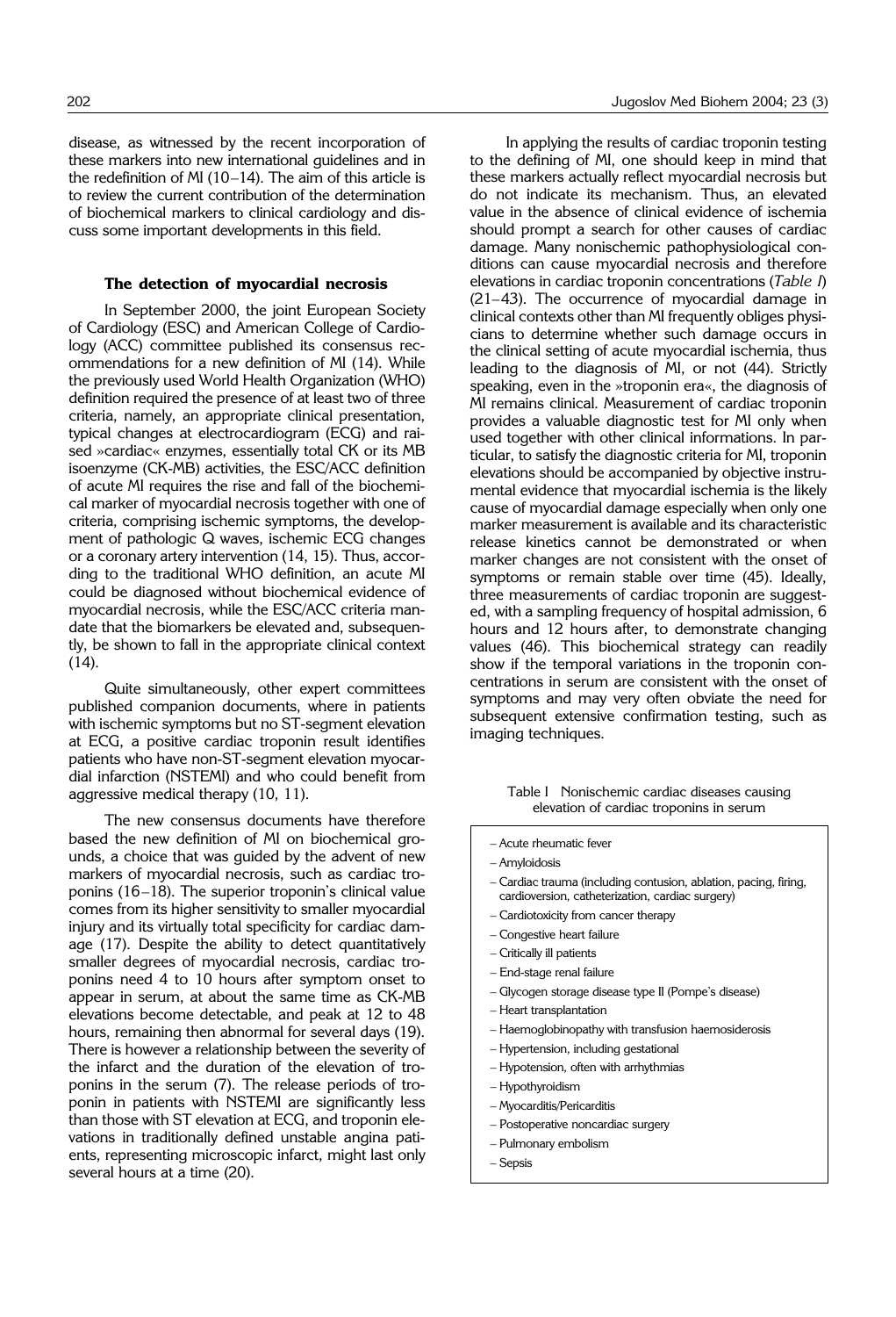disease, as witnessed by the recent incorporation of these markers into new international guidelines and in the redefinition of MI (10–14). The aim of this article is to review the current contribution of the determination of biochemical markers to clinical cardiology and discuss some important developments in this field.

### The detection of myocardial necrosis

In September 2000, the joint European Society of Cardiology (ESC) and American College of Cardiology (ACC) committee published its consensus recommendations for a new definition of MI (14). While the previously used World Health Organization (WHO) definition required the presence of at least two of three criteria, namely, an appropriate clinical presentation, typical changes at electrocardiogram (ECG) and raised »cardiac« enzymes, essentially total CK or its MB isoenzyme (CK-MB) activities, the ESC/ACC definition of acute MI requires the rise and fall of the biochemical marker of myocardial necrosis together with one of criteria, comprising ischemic symptoms, the development of pathologic Q waves, ischemic ECG changes or a coronary artery intervention (14, 15). Thus, according to the traditional WHO definition, an acute MI could be diagnosed without biochemical evidence of myocardial necrosis, while the ESC/ACC criteria mandate that the biomarkers be elevated and, subsequently, be shown to fall in the appropriate clinical context (14).

Quite simultaneously, other expert committees published companion documents, where in patients with ischemic symptoms but no ST-segment elevation at ECG, a positive cardiac troponin result identifies patients who have non-ST-segment elevation myocardial infarction (NSTEMI) and who could benefit from aggressive medical therapy (10, 11).

The new consensus documents have therefore based the new definition of MI on biochemical grounds, a choice that was guided by the advent of new markers of myocardial necrosis, such as cardiac troponins (16–18). The superior troponin's clinical value comes from its higher sensitivity to smaller myocardial injury and its virtually total specificity for cardiac damage (17). Despite the ability to detect quantitatively smaller degrees of myocardial necrosis, cardiac troponins need 4 to 10 hours after symptom onset to appear in serum, at about the same time as CK-MB elevations become detectable, and peak at 12 to 48 hours, remaining then abnormal for several days (19). There is however a relationship between the severity of the infarct and the duration of the elevation of troponins in the serum (7). The release periods of troponin in patients with NSTEMI are significantly less than those with ST elevation at ECG, and troponin elevations in traditionally defined unstable angina patients, representing microscopic infarct, might last only several hours at a time (20).

In applying the results of cardiac troponin testing to the defining of MI, one should keep in mind that these markers actually reflect myocardial necrosis but do not indicate its mechanism. Thus, an elevated value in the absence of clinical evidence of ischemia should prompt a search for other causes of cardiac damage. Many nonischemic pathophysiological conditions can cause myocardial necrosis and therefore elevations in cardiac troponin concentrations (*Table I*) (21–43). The occurrence of myocardial damage in clinical contexts other than MI frequently obliges physicians to determine whether such damage occurs in the clinical setting of acute myocardial ischemia, thus leading to the diagnosis of MI, or not (44). Strictly speaking, even in the »troponin era«, the diagnosis of MI remains clinical. Measurement of cardiac troponin provides a valuable diagnostic test for MI only when used together with other clinical informations. In particular, to satisfy the diagnostic criteria for MI, troponin elevations should be accompanied by objective instrumental evidence that myocardial ischemia is the likely cause of myocardial damage especially when only one marker measurement is available and its characteristic release kinetics cannot be demonstrated or when marker changes are not consistent with the onset of symptoms or remain stable over time (45). Ideally, three measurements of cardiac troponin are suggested, with a sampling frequency of hospital admission, 6 hours and 12 hours after, to demonstrate changing values (46). This biochemical strategy can readily show if the temporal variations in the troponin concentrations in serum are consistent with the onset of symptoms and may very often obviate the need for subsequent extensive confirmation testing, such as imaging techniques.

Table I Nonischemic cardiac diseases causing elevation of cardiac troponins in serum

- Acute rheumatic fever
- Amyloidosis
- Cardiac trauma (including contusion, ablation, pacing, firing, cardioversion, catheterization, cardiac surgery)
- Cardiotoxicity from cancer therapy
- Congestive heart failure
- Critically ill patients
- End-stage renal failure
- Glycogen storage disease type II (Pompe's disease)
- Heart transplantation
- Haemoglobinopathy with transfusion haemosiderosis
- Hypertension, including gestational
- Hypotension, often with arrhythmias
- Hypothyroidism
- Myocarditis/Pericarditis
- Postoperative noncardiac surgery
- Pulmonary embolism
- Sepsis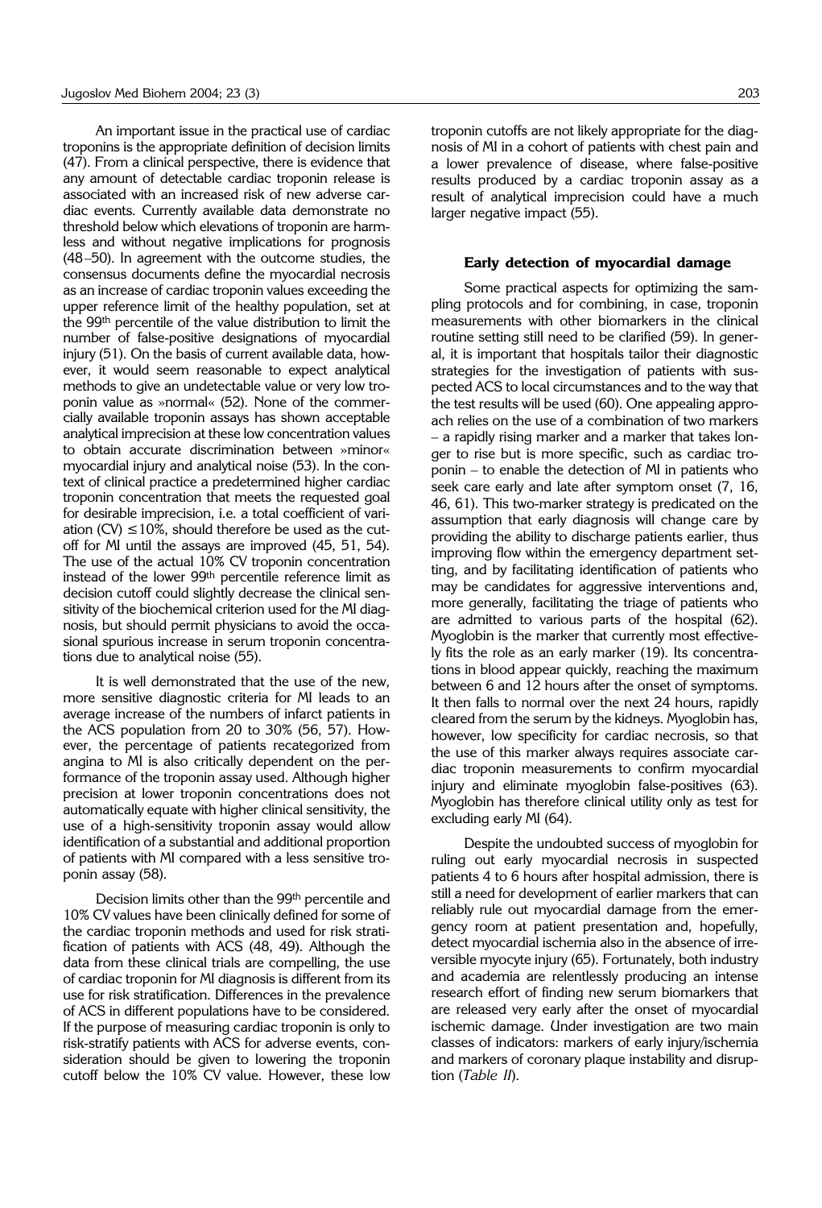An important issue in the practical use of cardiac troponins is the appropriate definition of decision limits (47). From a clinical perspective, there is evidence that any amount of detectable cardiac troponin release is associated with an increased risk of new adverse cardiac events. Currently available data demonstrate no threshold below which elevations of troponin are harmless and without negative implications for prognosis (48–50). In agreement with the outcome studies, the consensus documents define the myocardial necrosis as an increase of cardiac troponin values exceeding the upper reference limit of the healthy population, set at the 99th percentile of the value distribution to limit the number of false-positive designations of myocardial injury (51). On the basis of current available data, however, it would seem reasonable to expect analytical methods to give an undetectable value or very low troponin value as »normal« (52). None of the commercially available troponin assays has shown acceptable analytical imprecision at these low concentration values to obtain accurate discrimination between »minor« myocardial injury and analytical noise (53). In the context of clinical practice a predetermined higher cardiac troponin concentration that meets the requested goal for desirable imprecision, i.e. a total coefficient of variation (CV) $\leq 10\%$, should therefore be used as the cutoff for MI until the assays are improved (45, 51, 54). The use of the actual 10% CV troponin concentration instead of the lower 99th percentile reference limit as decision cutoff could slightly decrease the clinical sensitivity of the biochemical criterion used for the MI diagnosis, but should permit physicians to avoid the occasional spurious increase in serum troponin concentrations due to analytical noise (55).

It is well demonstrated that the use of the new, more sensitive diagnostic criteria for MI leads to an average increase of the numbers of infarct patients in the ACS population from 20 to 30% (56, 57). However, the percentage of patients recategorized from angina to MI is also critically dependent on the performance of the troponin assay used. Although higher precision at lower troponin concentrations does not automatically equate with higher clinical sensitivity, the use of a high-sensitivity troponin assay would allow identification of a substantial and additional proportion of patients with MI compared with a less sensitive troponin assay (58).

Decision limits other than the 99th percentile and 10% CV values have been clinically defined for some of the cardiac troponin methods and used for risk stratification of patients with ACS (48, 49). Although the data from these clinical trials are compelling, the use of cardiac troponin for MI diagnosis is different from its use for risk stratification. Differences in the prevalence of ACS in different populations have to be considered. If the purpose of measuring cardiac troponin is only to risk-stratify patients with ACS for adverse events, consideration should be given to lowering the troponin cutoff below the 10% CV value. However, these low troponin cutoffs are not likely appropriate for the diagnosis of MI in a cohort of patients with chest pain and a lower prevalence of disease, where false-positive results produced by a cardiac troponin assay as a result of analytical imprecision could have a much larger negative impact (55).

## Early detection of myocardial damage

Some practical aspects for optimizing the sampling protocols and for combining, in case, troponin measurements with other biomarkers in the clinical routine setting still need to be clarified (59). In general, it is important that hospitals tailor their diagnostic strategies for the investigation of patients with suspected ACS to local circumstances and to the way that the test results will be used (60). One appealing approach relies on the use of a combination of two markers – a rapidly rising marker and a marker that takes longer to rise but is more specific, such as cardiac troponin – to enable the detection of MI in patients who seek care early and late after symptom onset (7, 16, 46, 61). This two-marker strategy is predicated on the assumption that early diagnosis will change care by providing the ability to discharge patients earlier, thus improving flow within the emergency department setting, and by facilitating identification of patients who may be candidates for aggressive interventions and, more generally, facilitating the triage of patients who are admitted to various parts of the hospital (62). Myoglobin is the marker that currently most effectively fits the role as an early marker (19). Its concentrations in blood appear quickly, reaching the maximum between 6 and 12 hours after the onset of symptoms. It then falls to normal over the next 24 hours, rapidly cleared from the serum by the kidneys. Myoglobin has, however, low specificity for cardiac necrosis, so that the use of this marker always requires associate cardiac troponin measurements to confirm myocardial injury and eliminate myoglobin false-positives (63). Myoglobin has therefore clinical utility only as test for excluding early MI (64).

Despite the undoubted success of myoglobin for ruling out early myocardial necrosis in suspected patients 4 to 6 hours after hospital admission, there is still a need for development of earlier markers that can reliably rule out myocardial damage from the emergency room at patient presentation and, hopefully, detect myocardial ischemia also in the absence of irreversible myocyte injury (65). Fortunately, both industry and academia are relentlessly producing an intense research effort of finding new serum biomarkers that are released very early after the onset of myocardial ischemic damage. Under investigation are two main classes of indicators: markers of early injury/ischemia and markers of coronary plaque instability and disruption (*Table II*).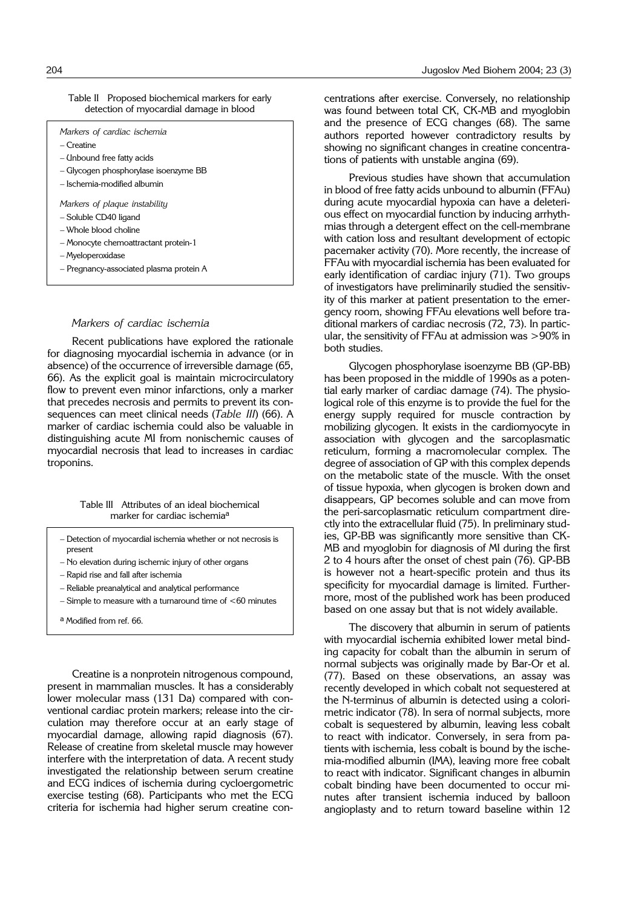Table II Proposed biochemical markers for early detection of myocardial damage in blood

*Markers of cardiac ischemia*

- Creatine
- Unbound free fatty acids
- Glycogen phosphorylase isoenzyme BB
- Ischemia-modified albumin

*Markers of plaque instability*

- Soluble CD40 ligand
- Whole blood choline
- Monocyte chemoattractant protein-1
- Myeloperoxidase
- Pregnancy-associated plasma protein A

### *Markers of cardiac ischemia*

Recent publications have explored the rationale for diagnosing myocardial ischemia in advance (or in absence) of the occurrence of irreversible damage (65, 66). As the explicit goal is maintain microcirculatory flow to prevent even minor infarctions, only a marker that precedes necrosis and permits to prevent its consequences can meet clinical needs (*Table III*) (66). A marker of cardiac ischemia could also be valuable in distinguishing acute MI from nonischemic causes of myocardial necrosis that lead to increases in cardiac troponins.

Table III Attributes of an ideal biochemical marker for cardiac ischemia[a]

- Detection of myocardial ischemia whether or not necrosis is present
- No elevation during ischemic injury of other organs
- Rapid rise and fall after ischemia
- Reliable preanalytical and analytical performance
- Simple to measure with a turnaround time of <60 minutes

[a] Modified from ref. 66.

Creatine is a nonprotein nitrogenous compound, present in mammalian muscles. It has a considerably lower molecular mass (131 Da) compared with conventional cardiac protein markers; release into the circulation may therefore occur at an early stage of myocardial damage, allowing rapid diagnosis (67). Release of creatine from skeletal muscle may however interfere with the interpretation of data. A recent study investigated the relationship between serum creatine and ECG indices of ischemia during cycloergometric exercise testing (68). Participants who met the ECG criteria for ischemia had higher serum creatine concentrations after exercise. Conversely, no relationship was found between total CK, CK-MB and myoglobin and the presence of ECG changes (68). The same authors reported however contradictory results by showing no significant changes in creatine concentrations of patients with unstable angina (69).

Previous studies have shown that accumulation in blood of free fatty acids unbound to albumin (FFAu) during acute myocardial hypoxia can have a deleterious effect on myocardial function by inducing arrhythmias through a detergent effect on the cell-membrane with cation loss and resultant development of ectopic pacemaker activity (70). More recently, the increase of FFAu with myocardial ischemia has been evaluated for early identification of cardiac injury (71). Two groups of investigators have preliminarily studied the sensitivity of this marker at patient presentation to the emergency room, showing FFAu elevations well before traditional markers of cardiac necrosis (72, 73). In particular, the sensitivity of FFAu at admission was >90% in both studies.

Glycogen phosphorylase isoenzyme BB (GP-BB) has been proposed in the middle of 1990s as a potential early marker of cardiac damage (74). The physiological role of this enzyme is to provide the fuel for the energy supply required for muscle contraction by mobilizing glycogen. It exists in the cardiomyocyte in association with glycogen and the sarcoplasmatic reticulum, forming a macromolecular complex. The degree of association of GP with this complex depends on the metabolic state of the muscle. With the onset of tissue hypoxia, when glycogen is broken down and disappears, GP becomes soluble and can move from the peri-sarcoplasmatic reticulum compartment directly into the extracellular fluid (75). In preliminary studies, GP-BB was significantly more sensitive than CK-MB and myoglobin for diagnosis of MI during the first 2 to 4 hours after the onset of chest pain (76). GP-BB is however not a heart-specific protein and thus its specificity for myocardial damage is limited. Furthermore, most of the published work has been produced based on one assay but that is not widely available.

The discovery that albumin in serum of patients with myocardial ischemia exhibited lower metal binding capacity for cobalt than the albumin in serum of normal subjects was originally made by Bar-Or et al. (77). Based on these observations, an assay was recently developed in which cobalt not sequestered at the N-terminus of albumin is detected using a colorimetric indicator (78). In sera of normal subjects, more cobalt is sequestered by albumin, leaving less cobalt to react with indicator. Conversely, in sera from patients with ischemia, less cobalt is bound by the ischemia-modified albumin (IMA), leaving more free cobalt to react with indicator. Significant changes in albumin cobalt binding have been documented to occur minutes after transient ischemia induced by balloon angioplasty and to return toward baseline within 12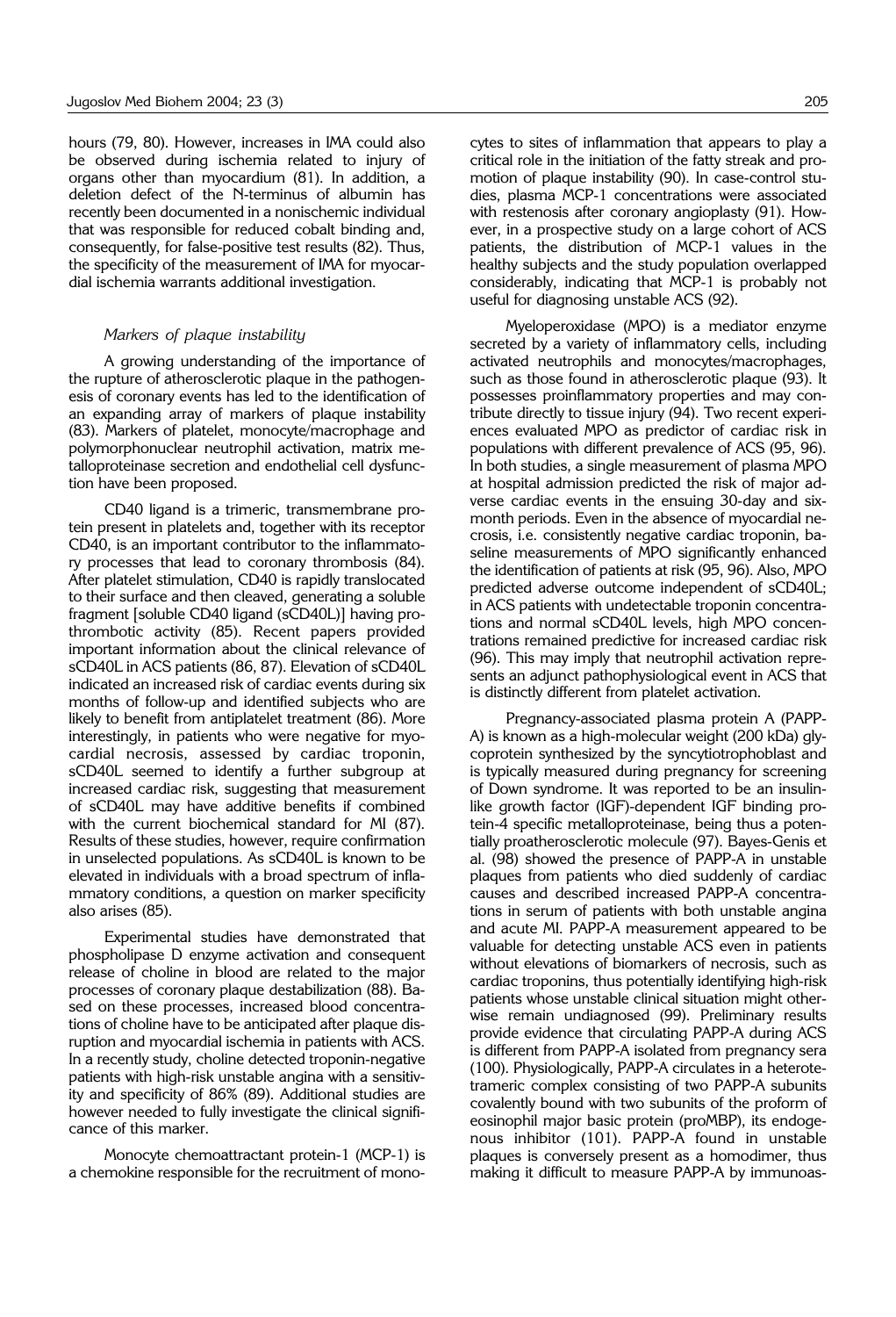hours (79, 80). However, increases in IMA could also be observed during ischemia related to injury of organs other than myocardium (81). In addition, a deletion defect of the N-terminus of albumin has recently been documented in a nonischemic individual that was responsible for reduced cobalt binding and, consequently, for false-positive test results (82). Thus, the specificity of the measurement of IMA for myocardial ischemia warrants additional investigation.

### *Markers of plaque instability*

A growing understanding of the importance of the rupture of atherosclerotic plaque in the pathogenesis of coronary events has led to the identification of an expanding array of markers of plaque instability (83). Markers of platelet, monocyte/macrophage and polymorphonuclear neutrophil activation, matrix metalloproteinase secretion and endothelial cell dysfunction have been proposed.

CD40 ligand is a trimeric, transmembrane protein present in platelets and, together with its receptor CD40, is an important contributor to the inflammatory processes that lead to coronary thrombosis (84). After platelet stimulation, CD40 is rapidly translocated to their surface and then cleaved, generating a soluble fragment [soluble CD40 ligand (sCD40L)] having prothrombotic activity (85). Recent papers provided important information about the clinical relevance of sCD40L in ACS patients (86, 87). Elevation of sCD40L indicated an increased risk of cardiac events during six months of follow-up and identified subjects who are likely to benefit from antiplatelet treatment (86). More interestingly, in patients who were negative for myocardial necrosis, assessed by cardiac troponin, sCD40L seemed to identify a further subgroup at increased cardiac risk, suggesting that measurement of sCD40L may have additive benefits if combined with the current biochemical standard for MI (87). Results of these studies, however, require confirmation in unselected populations. As sCD40L is known to be elevated in individuals with a broad spectrum of inflammatory conditions, a question on marker specificity also arises (85).

Experimental studies have demonstrated that phospholipase D enzyme activation and consequent release of choline in blood are related to the major processes of coronary plaque destabilization (88). Based on these processes, increased blood concentrations of choline have to be anticipated after plaque disruption and myocardial ischemia in patients with ACS. In a recently study, choline detected troponin-negative patients with high-risk unstable angina with a sensitivity and specificity of 86% (89). Additional studies are however needed to fully investigate the clinical significance of this marker.

Monocyte chemoattractant protein-1 (MCP-1) is a chemokine responsible for the recruitment of monocytes to sites of inflammation that appears to play a critical role in the initiation of the fatty streak and promotion of plaque instability (90). In case-control studies, plasma MCP-1 concentrations were associated with restenosis after coronary angioplasty (91). However, in a prospective study on a large cohort of ACS patients, the distribution of MCP-1 values in the healthy subjects and the study population overlapped considerably, indicating that MCP-1 is probably not useful for diagnosing unstable ACS (92).

Myeloperoxidase (MPO) is a mediator enzyme secreted by a variety of inflammatory cells, including activated neutrophils and monocytes/macrophages, such as those found in atherosclerotic plaque (93). It possesses proinflammatory properties and may contribute directly to tissue injury (94). Two recent experiences evaluated MPO as predictor of cardiac risk in populations with different prevalence of ACS (95, 96). In both studies, a single measurement of plasma MPO at hospital admission predicted the risk of major adverse cardiac events in the ensuing 30-day and six-month periods. Even in the absence of myocardial necrosis, i.e. consistently negative cardiac troponin, baseline measurements of MPO significantly enhanced the identification of patients at risk (95, 96). Also, MPO predicted adverse outcome independent of sCD40L; in ACS patients with undetectable troponin concentrations and normal sCD40L levels, high MPO concentrations remained predictive for increased cardiac risk (96). This may imply that neutrophil activation represents an adjunct pathophysiological event in ACS that is distinctly different from platelet activation.

Pregnancy-associated plasma protein A (PAPP-A) is known as a high-molecular weight (200 kDa) glycoprotein synthesized by the syncytiotrophoblast and is typically measured during pregnancy for screening of Down syndrome. It was reported to be an insulin-like growth factor (IGF)-dependent IGF binding protein-4 specific metalloproteinase, being thus a potentially proatherosclerotic molecule (97). Bayes-Genis et al. (98) showed the presence of PAPP-A in unstable plaques from patients who died suddenly of cardiac causes and described increased PAPP-A concentrations in serum of patients with both unstable angina and acute MI. PAPP-A measurement appeared to be valuable for detecting unstable ACS even in patients without elevations of biomarkers of necrosis, such as cardiac troponins, thus potentially identifying high-risk patients whose unstable clinical situation might otherwise remain undiagnosed (99). Preliminary results provide evidence that circulating PAPP-A during ACS is different from PAPP-A isolated from pregnancy sera (100). Physiologically, PAPP-A circulates in a heterotetrameric complex consisting of two PAPP-A subunits covalently bound with two subunits of the proform of eosinophil major basic protein (proMBP), its endogenous inhibitor (101). PAPP-A found in unstable plaques is conversely present as a homodimer, thus making it difficult to measure PAPP-A by immunoas-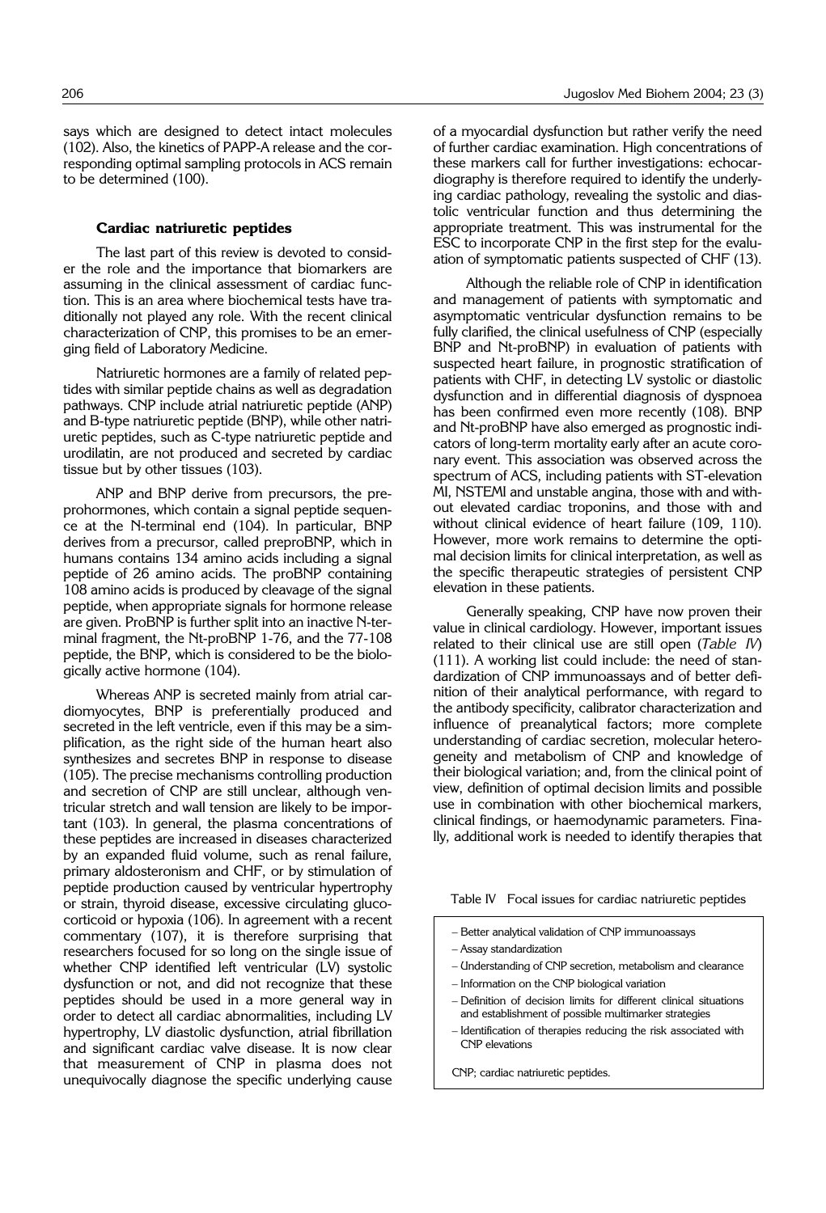says which are designed to detect intact molecules (102). Also, the kinetics of PAPP-A release and the corresponding optimal sampling protocols in ACS remain to be determined (100).

### Cardiac natriuretic peptides

The last part of this review is devoted to consider the role and the importance that biomarkers are assuming in the clinical assessment of cardiac function. This is an area where biochemical tests have traditionally not played any role. With the recent clinical characterization of CNP, this promises to be an emerging field of Laboratory Medicine.

Natriuretic hormones are a family of related peptides with similar peptide chains as well as degradation pathways. CNP include atrial natriuretic peptide (ANP) and B-type natriuretic peptide (BNP), while other natriuretic peptides, such as C-type natriuretic peptide and urodilatin, are not produced and secreted by cardiac tissue but by other tissues (103).

ANP and BNP derive from precursors, the preprohormones, which contain a signal peptide sequence at the N-terminal end (104). In particular, BNP derives from a precursor, called preproBNP, which in humans contains 134 amino acids including a signal peptide of 26 amino acids. The proBNP containing 108 amino acids is produced by cleavage of the signal peptide, when appropriate signals for hormone release are given. ProBNP is further split into an inactive N-terminal fragment, the Nt-proBNP 1-76, and the 77-108 peptide, the BNP, which is considered to be the biologically active hormone (104).

Whereas ANP is secreted mainly from atrial cardiomyocytes, BNP is preferentially produced and secreted in the left ventricle, even if this may be a simplification, as the right side of the human heart also synthesizes and secretes BNP in response to disease (105). The precise mechanisms controlling production and secretion of CNP are still unclear, although ventricular stretch and wall tension are likely to be important (103). In general, the plasma concentrations of these peptides are increased in diseases characterized by an expanded fluid volume, such as renal failure, primary aldosteronism and CHF, or by stimulation of peptide production caused by ventricular hypertrophy or strain, thyroid disease, excessive circulating glucocorticoid or hypoxia (106). In agreement with a recent commentary (107), it is therefore surprising that researchers focused for so long on the single issue of whether CNP identified left ventricular (LV) systolic dysfunction or not, and did not recognize that these peptides should be used in a more general way in order to detect all cardiac abnormalities, including LV hypertrophy, LV diastolic dysfunction, atrial fibrillation and significant cardiac valve disease. It is now clear that measurement of CNP in plasma does not unequivocally diagnose the specific underlying cause of a myocardial dysfunction but rather verify the need of further cardiac examination. High concentrations of these markers call for further investigations: echocardiography is therefore required to identify the underlying cardiac pathology, revealing the systolic and diastolic ventricular function and thus determining the appropriate treatment. This was instrumental for the ESC to incorporate CNP in the first step for the evaluation of symptomatic patients suspected of CHF (13).

Although the reliable role of CNP in identification and management of patients with symptomatic and asymptomatic ventricular dysfunction remains to be fully clarified, the clinical usefulness of CNP (especially BNP and Nt-proBNP) in evaluation of patients with suspected heart failure, in prognostic stratification of patients with CHF, in detecting LV systolic or diastolic dysfunction and in differential diagnosis of dyspnoea has been confirmed even more recently (108). BNP and Nt-proBNP have also emerged as prognostic indicators of long-term mortality early after an acute coronary event. This association was observed across the spectrum of ACS, including patients with ST-elevation MI, NSTEMI and unstable angina, those with and without elevated cardiac troponins, and those with and without clinical evidence of heart failure (109, 110). However, more work remains to determine the optimal decision limits for clinical interpretation, as well as the specific therapeutic strategies of persistent CNP elevation in these patients.

Generally speaking, CNP have now proven their value in clinical cardiology. However, important issues related to their clinical use are still open (*Table IV*) (111). A working list could include: the need of standardization of CNP immunoassays and of better definition of their analytical performance, with regard to the antibody specificity, calibrator characterization and influence of preanalytical factors; more complete understanding of cardiac secretion, molecular heterogeneity and metabolism of CNP and knowledge of their biological variation; and, from the clinical point of view, definition of optimal decision limits and possible use in combination with other biochemical markers, clinical findings, or haemodynamic parameters. Finally, additional work is needed to identify therapies that

Table IV Focal issues for cardiac natriuretic peptides

- Better analytical validation of CNP immunoassays
- Assay standardization
- Understanding of CNP secretion, metabolism and clearance
- Information on the CNP biological variation
- Definition of decision limits for different clinical situations and establishment of possible multimarker strategies
- Identification of therapies reducing the risk associated with CNP elevations

CNP; cardiac natriuretic peptides.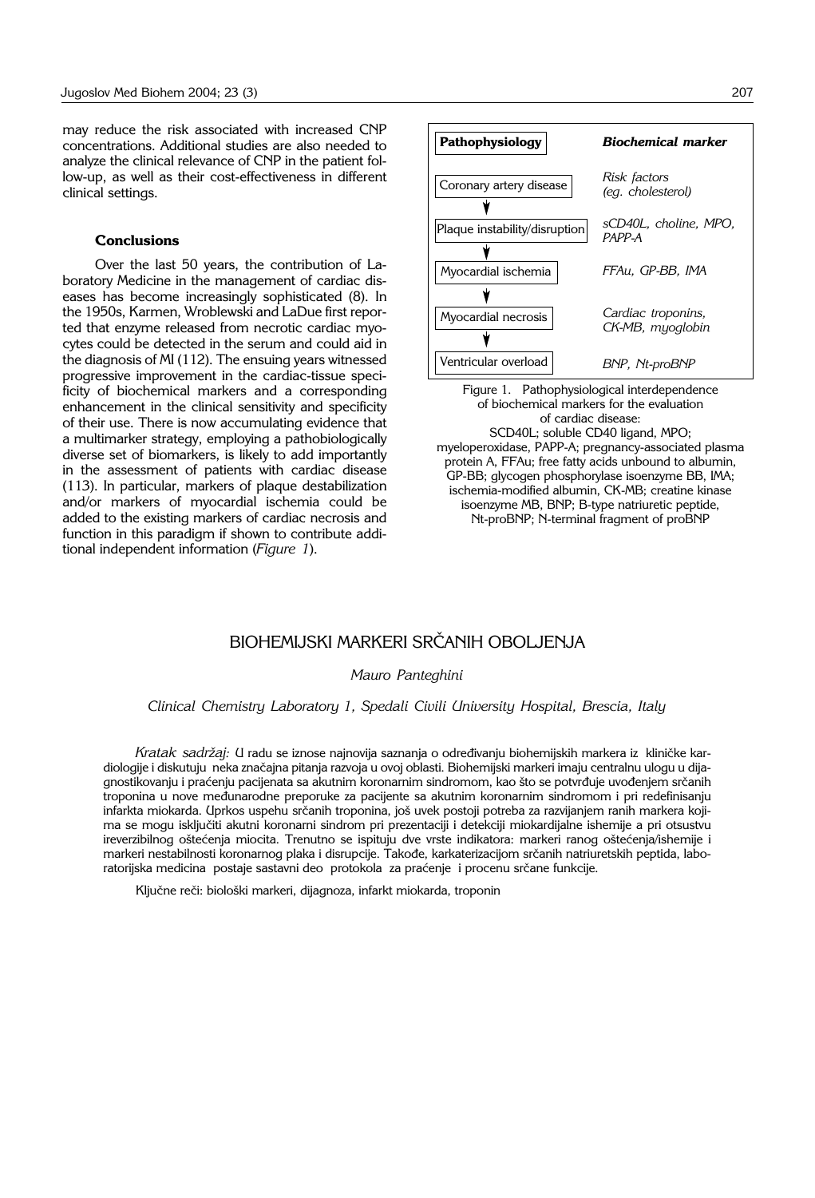may reduce the risk associated with increased CNP concentrations. Additional studies are also needed to analyze the clinical relevance of CNP in the patient follow-up, as well as their cost-effectiveness in different clinical settings.

### Conclusions

Over the last 50 years, the contribution of Laboratory Medicine in the management of cardiac diseases has become increasingly sophisticated (8). In the 1950s, Karmen, Wroblewski and LaDue first reported that enzyme released from necrotic cardiac myocytes could be detected in the serum and could aid in the diagnosis of MI (112). The ensuing years witnessed progressive improvement in the cardiac-tissue specificity of biochemical markers and a corresponding enhancement in the clinical sensitivity and specificity of their use. There is now accumulating evidence that a multimarker strategy, employing a pathobiologically diverse set of biomarkers, is likely to add importantly in the assessment of patients with cardiac disease (113). In particular, markers of plaque destabilization and/or markers of myocardial ischemia could be added to the existing markers of cardiac necrosis and function in this paradigm if shown to contribute additional independent information (*Figure 1*).

| **Pathophysiology** | ***Biochemical marker*** |
|---|---|
| Coronary artery disease | *Risk factors (eg. cholesterol)* |
| Plaque instability/disruption | *sCD40L, choline, MPO, PAPP-A* |
| Myocardial ischemia | *FFAu, GP-BB, IMA* |
| Myocardial necrosis | *Cardiac troponins, CK-MB, myoglobin* |
| Ventricular overload | *BNP, Nt-proBNP* |

Figure 1. Pathophysiological interdependence of biochemical markers for the evaluation of cardiac disease:
SCD40L; soluble CD40 ligand, MPO; myeloperoxidase, PAPP-A; pregnancy-associated plasma protein A, FFAu; free fatty acids unbound to albumin, GP-BB; glycogen phosphorylase isoenzyme BB, IMA; ischemia-modified albumin, CK-MB; creatine kinase isoenzyme MB, BNP; B-type natriuretic peptide, Nt-proBNP; N-terminal fragment of proBNP

## BIOHEMIJSKI MARKERI SRČANIH OBOLJENJA

*Mauro Panteghini*

*Clinical Chemistry Laboratory 1, Spedali Civili University Hospital, Brescia, Italy*

*Kratak sadržaj:* U radu se iznose najnovija saznanja o određivanju biohemijskih markera iz kliničke kardiologije i diskutuju neka značajna pitanja razvoja u ovoj oblasti. Biohemijski markeri imaju centralnu ulogu u dijagnostikovanju i praćenju pacijenata sa akutnim koronarnim sindromom, kao što se potvrđuje uvođenjem srčanih troponina u nove međunarodne preporuke za pacijente sa akutnim koronarnim sindromom i pri redefinisanju infarkta miokarda. Uprkos uspehu srčanih troponina, još uvek postoji potreba za razvijanjem ranih markera kojima se mogu isključiti akutni koronarni sindrom pri prezentaciji i detekciji miokardijalne ishemije a pri otsustvu ireverzibilnog oštećenja miocita. Trenutno se ispituju dve vrste indikatora: markeri ranog oštećenja/ishemije i markeri nestabilnosti koronarnog plaka i disrupcije. Takođe, karkaterizacijom srčanih natriuretskih peptida, laboratorijska medicina postaje sastavni deo protokola za praćenje i procenu srčane funkcije.

Ključne reči: biološki markeri, dijagnoza, infarkt miokarda, troponin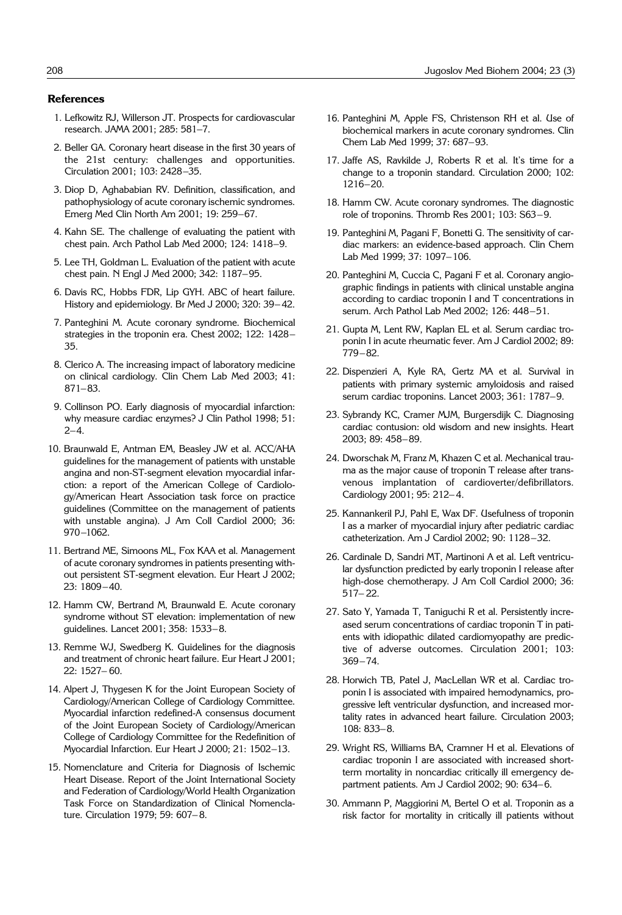## References

1. Lefkowitz RJ, Willerson JT. Prospects for cardiovascular research. JAMA 2001; 285: 581–7.
2. Beller GA. Coronary heart disease in the first 30 years of the 21st century: challenges and opportunities. Circulation 2001; 103: 2428–35.
3. Diop D, Aghababian RV. Definition, classification, and pathophysiology of acute coronary ischemic syndromes. Emerg Med Clin North Am 2001; 19: 259–67.
4. Kahn SE. The challenge of evaluating the patient with chest pain. Arch Pathol Lab Med 2000; 124: 1418–9.
5. Lee TH, Goldman L. Evaluation of the patient with acute chest pain. N Engl J Med 2000; 342: 1187–95.
6. Davis RC, Hobbs FDR, Lip GYH. ABC of heart failure. History and epidemiology. Br Med J 2000; 320: 39–42.
7. Panteghini M. Acute coronary syndrome. Biochemical strategies in the troponin era. Chest 2002; 122: 1428–35.
8. Clerico A. The increasing impact of laboratory medicine on clinical cardiology. Clin Chem Lab Med 2003; 41: 871–83.
9. Collinson PO. Early diagnosis of myocardial infarction: why measure cardiac enzymes? J Clin Pathol 1998; 51: 2–4.
10. Braunwald E, Antman EM, Beasley JW et al. ACC/AHA guidelines for the management of patients with unstable angina and non-ST-segment elevation myocardial infarction: a report of the American College of Cardiology/American Heart Association task force on practice guidelines (Committee on the management of patients with unstable angina). J Am Coll Cardiol 2000; 36: 970–1062.
11. Bertrand ME, Simoons ML, Fox KAA et al. Management of acute coronary syndromes in patients presenting without persistent ST-segment elevation. Eur Heart J 2002; 23: 1809–40.
12. Hamm CW, Bertrand M, Braunwald E. Acute coronary syndrome without ST elevation: implementation of new guidelines. Lancet 2001; 358: 1533–8.
13. Remme WJ, Swedberg K. Guidelines for the diagnosis and treatment of chronic heart failure. Eur Heart J 2001; 22: 1527–60.
14. Alpert J, Thygesen K for the Joint European Society of Cardiology/American College of Cardiology Committee. Myocardial infarction redefined-A consensus document of the Joint European Society of Cardiology/American College of Cardiology Committee for the Redefinition of Myocardial Infarction. Eur Heart J 2000; 21: 1502–13.
15. Nomenclature and Criteria for Diagnosis of Ischemic Heart Disease. Report of the Joint International Society and Federation of Cardiology/World Health Organization Task Force on Standardization of Clinical Nomenclature. Circulation 1979; 59: 607–8.
16. Panteghini M, Apple FS, Christenson RH et al. Use of biochemical markers in acute coronary syndromes. Clin Chem Lab Med 1999; 37: 687–93.
17. Jaffe AS, Ravkilde J, Roberts R et al. It's time for a change to a troponin standard. Circulation 2000; 102: 1216–20.
18. Hamm CW. Acute coronary syndromes. The diagnostic role of troponins. Thromb Res 2001; 103: S63–9.
19. Panteghini M, Pagani F, Bonetti G. The sensitivity of cardiac markers: an evidence-based approach. Clin Chem Lab Med 1999; 37: 1097–106.
20. Panteghini M, Cuccia C, Pagani F et al. Coronary angiographic findings in patients with clinical unstable angina according to cardiac troponin I and T concentrations in serum. Arch Pathol Lab Med 2002; 126: 448–51.
21. Gupta M, Lent RW, Kaplan EL et al. Serum cardiac troponin I in acute rheumatic fever. Am J Cardiol 2002; 89: 779–82.
22. Dispenzieri A, Kyle RA, Gertz MA et al. Survival in patients with primary systemic amyloidosis and raised serum cardiac troponins. Lancet 2003; 361: 1787–9.
23. Sybrandy KC, Cramer MJM, Burgersdijk C. Diagnosing cardiac contusion: old wisdom and new insights. Heart 2003; 89: 458–89.
24. Dworschak M, Franz M, Khazen C et al. Mechanical trauma as the major cause of troponin T release after transvenous implantation of cardioverter/defibrillators. Cardiology 2001; 95: 212–4.
25. Kannankeril PJ, Pahl E, Wax DF. Usefulness of troponin I as a marker of myocardial injury after pediatric cardiac catheterization. Am J Cardiol 2002; 90: 1128–32.
26. Cardinale D, Sandri MT, Martinoni A et al. Left ventricular dysfunction predicted by early troponin I release after high-dose chemotherapy. J Am Coll Cardiol 2000; 36: 517–22.
27. Sato Y, Yamada T, Taniguchi R et al. Persistently increased serum concentrations of cardiac troponin T in patients with idiopathic dilated cardiomyopathy are predictive of adverse outcomes. Circulation 2001; 103: 369–74.
28. Horwich TB, Patel J, MacLellan WR et al. Cardiac troponin I is associated with impaired hemodynamics, progressive left ventricular dysfunction, and increased mortality rates in advanced heart failure. Circulation 2003; 108: 833–8.
29. Wright RS, Williams BA, Cramner H et al. Elevations of cardiac troponin I are associated with increased short-term mortality in noncardiac critically ill emergency department patients. Am J Cardiol 2002; 90: 634–6.
30. Ammann P, Maggiorini M, Bertel O et al. Troponin as a risk factor for mortality in critically ill patients without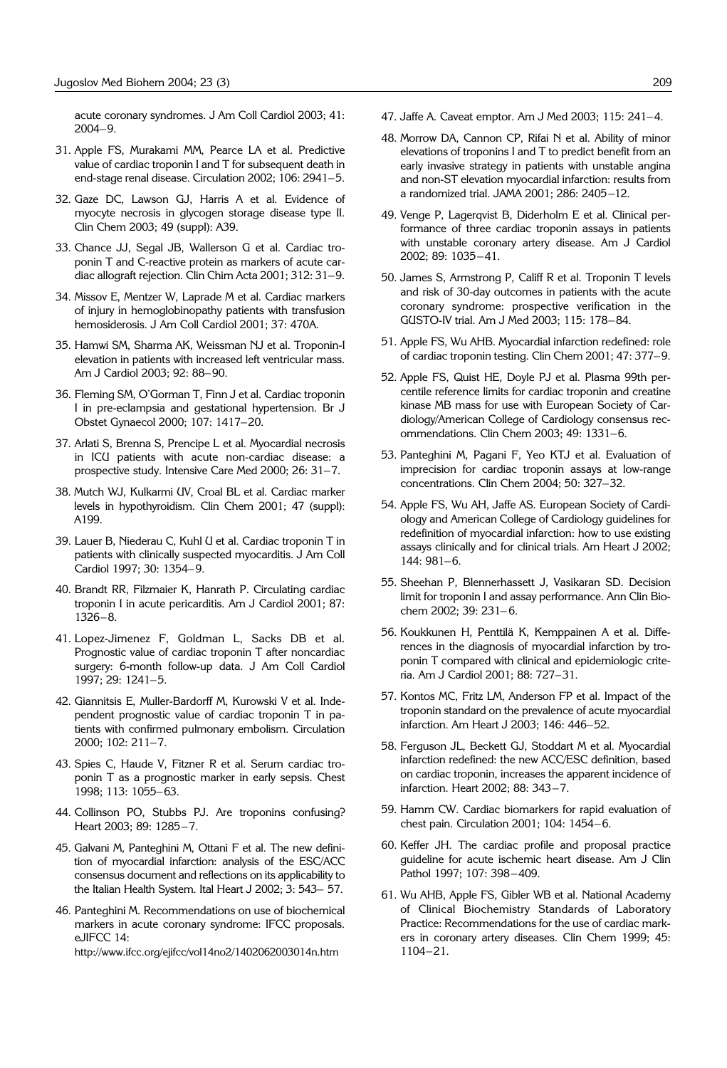acute coronary syndromes. J Am Coll Cardiol 2003; 41: 2004–9.

31. Apple FS, Murakami MM, Pearce LA et al. Predictive value of cardiac troponin I and T for subsequent death in end-stage renal disease. Circulation 2002; 106: 2941–5.

32. Gaze DC, Lawson GJ, Harris A et al. Evidence of myocyte necrosis in glycogen storage disease type II. Clin Chem 2003; 49 (suppl): A39.

33. Chance JJ, Segal JB, Wallerson G et al. Cardiac troponin T and C-reactive protein as markers of acute cardiac allograft rejection. Clin Chim Acta 2001; 312: 31–9.

34. Missov E, Mentzer W, Laprade M et al. Cardiac markers of injury in hemoglobinopathy patients with transfusion hemosiderosis. J Am Coll Cardiol 2001; 37: 470A.

35. Hamwi SM, Sharma AK, Weissman NJ et al. Troponin-I elevation in patients with increased left ventricular mass. Am J Cardiol 2003; 92: 88–90.

36. Fleming SM, O'Gorman T, Finn J et al. Cardiac troponin I in pre-eclampsia and gestational hypertension. Br J Obstet Gynaecol 2000; 107: 1417–20.

37. Arlati S, Brenna S, Prencipe L et al. Myocardial necrosis in ICU patients with acute non-cardiac disease: a prospective study. Intensive Care Med 2000; 26: 31–7.

38. Mutch WJ, Kulkarmi UV, Croal BL et al. Cardiac marker levels in hypothyroidism. Clin Chem 2001; 47 (suppl): A199.

39. Lauer B, Niederau C, Kuhl U et al. Cardiac troponin T in patients with clinically suspected myocarditis. J Am Coll Cardiol 1997; 30: 1354–9.

40. Brandt RR, Filzmaier K, Hanrath P. Circulating cardiac troponin I in acute pericarditis. Am J Cardiol 2001; 87: 1326–8.

41. Lopez-Jimenez F, Goldman L, Sacks DB et al. Prognostic value of cardiac troponin T after noncardiac surgery: 6-month follow-up data. J Am Coll Cardiol 1997; 29: 1241–5.

42. Giannitsis E, Muller-Bardorff M, Kurowski V et al. Independent prognostic value of cardiac troponin T in patients with confirmed pulmonary embolism. Circulation 2000; 102: 211–7.

43. Spies C, Haude V, Fitzner R et al. Serum cardiac troponin T as a prognostic marker in early sepsis. Chest 1998; 113: 1055–63.

44. Collinson PO, Stubbs PJ. Are troponins confusing? Heart 2003; 89: 1285–7.

45. Galvani M, Panteghini M, Ottani F et al. The new definition of myocardial infarction: analysis of the ESC/ACC consensus document and reflections on its applicability to the Italian Health System. Ital Heart J 2002; 3: 543– 57.

46. Panteghini M. Recommendations on use of biochemical markers in acute coronary syndrome: IFCC proposals. eJIFCC 14: http://www.ifcc.org/ejifcc/vol14no2/1402062003014n.htm

47. Jaffe A. Caveat emptor. Am J Med 2003; 115: 241–4.

48. Morrow DA, Cannon CP, Rifai N et al. Ability of minor elevations of troponins I and T to predict benefit from an early invasive strategy in patients with unstable angina and non-ST elevation myocardial infarction: results from a randomized trial. JAMA 2001; 286: 2405–12.

49. Venge P, Lagerqvist B, Diderholm E et al. Clinical performance of three cardiac troponin assays in patients with unstable coronary artery disease. Am J Cardiol 2002; 89: 1035–41.

50. James S, Armstrong P, Califf R et al. Troponin T levels and risk of 30-day outcomes in patients with the acute coronary syndrome: prospective verification in the GUSTO-IV trial. Am J Med 2003; 115: 178–84.

51. Apple FS, Wu AHB. Myocardial infarction redefined: role of cardiac troponin testing. Clin Chem 2001; 47: 377–9.

52. Apple FS, Quist HE, Doyle PJ et al. Plasma 99th percentile reference limits for cardiac troponin and creatine kinase MB mass for use with European Society of Cardiology/American College of Cardiology consensus recommendations. Clin Chem 2003; 49: 1331–6.

53. Panteghini M, Pagani F, Yeo KTJ et al. Evaluation of imprecision for cardiac troponin assays at low-range concentrations. Clin Chem 2004; 50: 327–32.

54. Apple FS, Wu AH, Jaffe AS. European Society of Cardiology and American College of Cardiology guidelines for redefinition of myocardial infarction: how to use existing assays clinically and for clinical trials. Am Heart J 2002; 144: 981–6.

55. Sheehan P, Blennerhassett J, Vasikaran SD. Decision limit for troponin I and assay performance. Ann Clin Biochem 2002; 39: 231– 6.

56. Koukkunen H, Penttilä K, Kemppainen A et al. Differences in the diagnosis of myocardial infarction by troponin T compared with clinical and epidemiologic criteria. Am J Cardiol 2001; 88: 727–31.

57. Kontos MC, Fritz LM, Anderson FP et al. Impact of the troponin standard on the prevalence of acute myocardial infarction. Am Heart J 2003; 146: 446–52.

58. Ferguson JL, Beckett GJ, Stoddart M et al. Myocardial infarction redefined: the new ACC/ESC definition, based on cardiac troponin, increases the apparent incidence of infarction. Heart 2002; 88: 343–7.

59. Hamm CW. Cardiac biomarkers for rapid evaluation of chest pain. Circulation 2001; 104: 1454–6.

60. Keffer JH. The cardiac profile and proposal practice guideline for acute ischemic heart disease. Am J Clin Pathol 1997; 107: 398–409.

61. Wu AHB, Apple FS, Gibler WB et al. National Academy of Clinical Biochemistry Standards of Laboratory Practice: Recommendations for the use of cardiac markers in coronary artery diseases. Clin Chem 1999; 45: 1104–21.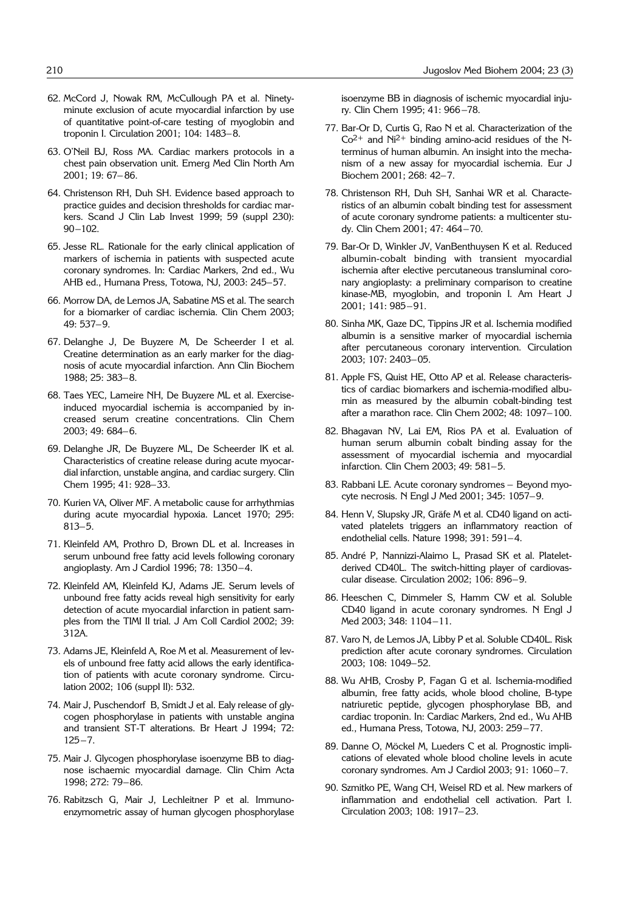62. McCord J, Nowak RM, McCullough PA et al. Ninety-minute exclusion of acute myocardial infarction by use of quantitative point-of-care testing of myoglobin and troponin I. Circulation 2001; 104: 1483–8.

63. O'Neil BJ, Ross MA. Cardiac markers protocols in a chest pain observation unit. Emerg Med Clin North Am 2001; 19: 67–86.

64. Christenson RH, Duh SH. Evidence based approach to practice guides and decision thresholds for cardiac markers. Scand J Clin Lab Invest 1999; 59 (suppl 230): 90–102.

65. Jesse RL. Rationale for the early clinical application of markers of ischemia in patients with suspected acute coronary syndromes. In: Cardiac Markers, 2nd ed., Wu AHB ed., Humana Press, Totowa, NJ, 2003: 245–57.

66. Morrow DA, de Lemos JA, Sabatine MS et al. The search for a biomarker of cardiac ischemia. Clin Chem 2003; 49: 537–9.

67. Delanghe J, De Buyzere M, De Scheerder I et al. Creatine determination as an early marker for the diagnosis of acute myocardial infarction. Ann Clin Biochem 1988; 25: 383–8.

68. Taes YEC, Lameire NH, De Buyzere ML et al. Exercise-induced myocardial ischemia is accompanied by increased serum creatine concentrations. Clin Chem 2003; 49: 684–6.

69. Delanghe JR, De Buyzere ML, De Scheerder IK et al. Characteristics of creatine release during acute myocardial infarction, unstable angina, and cardiac surgery. Clin Chem 1995; 41: 928–33.

70. Kurien VA, Oliver MF. A metabolic cause for arrhythmias during acute myocardial hypoxia. Lancet 1970; 295: 813–5.

71. Kleinfeld AM, Prothro D, Brown DL et al. Increases in serum unbound free fatty acid levels following coronary angioplasty. Am J Cardiol 1996; 78: 1350–4.

72. Kleinfeld AM, Kleinfeld KJ, Adams JE. Serum levels of unbound free fatty acids reveal high sensitivity for early detection of acute myocardial infarction in patient samples from the TIMI II trial. J Am Coll Cardiol 2002; 39: 312A.

73. Adams JE, Kleinfeld A, Roe M et al. Measurement of levels of unbound free fatty acid allows the early identification of patients with acute coronary syndrome. Circulation 2002; 106 (suppl II): 532.

74. Mair J, Puschendorf B, Smidt J et al. Ealy release of glycogen phosphorylase in patients with unstable angina and transient ST-T alterations. Br Heart J 1994; 72: 125–7.

75. Mair J. Glycogen phosphorylase isoenzyme BB to diagnose ischaemic myocardial damage. Clin Chim Acta 1998; 272: 79–86.

76. Rabitzsch G, Mair J, Lechleitner P et al. Immunoenzymometric assay of human glycogen phosphorylase isoenzyme BB in diagnosis of ischemic myocardial injury. Clin Chem 1995; 41: 966–78.

77. Bar-Or D, Curtis G, Rao N et al. Characterization of the $Co^{2+}$ and $Ni^{2+}$ binding amino-acid residues of the N-terminus of human albumin. An insight into the mechanism of a new assay for myocardial ischemia. Eur J Biochem 2001; 268: 42–7.

78. Christenson RH, Duh SH, Sanhai WR et al. Characteristics of an albumin cobalt binding test for assessment of acute coronary syndrome patients: a multicenter study. Clin Chem 2001; 47: 464–70.

79. Bar-Or D, Winkler JV, VanBenthuysen K et al. Reduced albumin-cobalt binding with transient myocardial ischemia after elective percutaneous transluminal coronary angioplasty: a preliminary comparison to creatine kinase-MB, myoglobin, and troponin I. Am Heart J 2001; 141: 985–91.

80. Sinha MK, Gaze DC, Tippins JR et al. Ischemia modified albumin is a sensitive marker of myocardial ischemia after percutaneous coronary intervention. Circulation 2003; 107: 2403–05.

81. Apple FS, Quist HE, Otto AP et al. Release characteristics of cardiac biomarkers and ischemia-modified albumin as measured by the albumin cobalt-binding test after a marathon race. Clin Chem 2002; 48: 1097–100.

82. Bhagavan NV, Lai EM, Rios PA et al. Evaluation of human serum albumin cobalt binding assay for the assessment of myocardial ischemia and myocardial infarction. Clin Chem 2003; 49: 581–5.

83. Rabbani LE. Acute coronary syndromes – Beyond myocyte necrosis. N Engl J Med 2001; 345: 1057–9.

84. Henn V, Slupsky JR, Gräfe M et al. CD40 ligand on activated platelets triggers an inflammatory reaction of endothelial cells. Nature 1998; 391: 591–4.

85. André P, Nannizzi-Alaimo L, Prasad SK et al. Platelet-derived CD40L. The switch-hitting player of cardiovascular disease. Circulation 2002; 106: 896–9.

86. Heeschen C, Dimmeler S, Hamm CW et al. Soluble CD40 ligand in acute coronary syndromes. N Engl J Med 2003; 348: 1104–11.

87. Varo N, de Lemos JA, Libby P et al. Soluble CD40L. Risk prediction after acute coronary syndromes. Circulation 2003; 108: 1049–52.

88. Wu AHB, Crosby P, Fagan G et al. Ischemia-modified albumin, free fatty acids, whole blood choline, B-type natriuretic peptide, glycogen phosphorylase BB, and cardiac troponin. In: Cardiac Markers, 2nd ed., Wu AHB ed., Humana Press, Totowa, NJ, 2003: 259–77.

89. Danne O, Möckel M, Lueders C et al. Prognostic implications of elevated whole blood choline levels in acute coronary syndromes. Am J Cardiol 2003; 91: 1060–7.

90. Szmitko PE, Wang CH, Weisel RD et al. New markers of inflammation and endothelial cell activation. Part I. Circulation 2003; 108: 1917–23.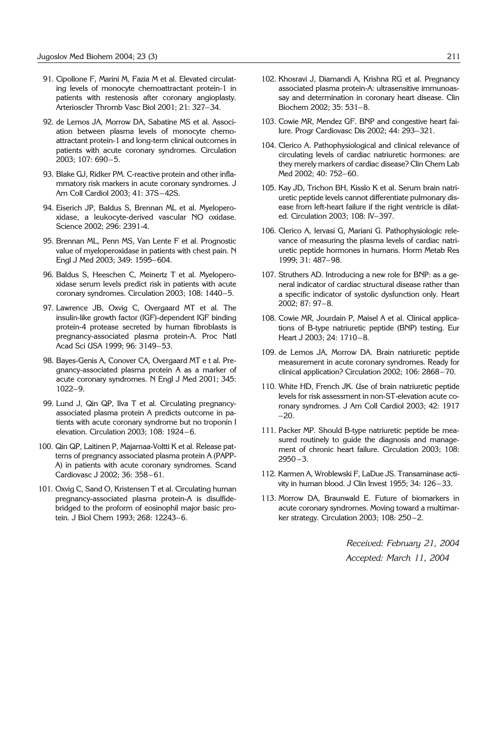91. Cipollone F, Marini M, Fazia M et al. Elevated circulating levels of monocyte chemoattractant protein-1 in patients with restenosis after coronary angioplasty. Arterioscler Thromb Vasc Biol 2001; 21: 327–34.

92. de Lemos JA, Morrow DA, Sabatine MS et al. Association between plasma levels of monocyte chemoattractant protein-1 and long-term clinical outcomes in patients with acute coronary syndromes. Circulation 2003; 107: 690–5.

93. Blake GJ, Ridker PM. C-reactive protein and other inflammatory risk markers in acute coronary syndromes. J Am Coll Cardiol 2003; 41: 37S–42S.

94. Eiserich JP, Baldus S, Brennan ML et al. Myeloperoxidase, a leukocyte-derived vascular NO oxidase. Science 2002; 296: 2391-4.

95. Brennan ML, Penn MS, Van Lente F et al. Prognostic value of myeloperoxidase in patients with chest pain. N Engl J Med 2003; 349: 1595–604.

96. Baldus S, Heeschen C, Meinertz T et al. Myeloperoxidase serum levels predict risk in patients with acute coronary syndromes. Circulation 2003; 108: 1440–5.

97. Lawrence JB, Oxvig C, Overgaard MT et al. The insulin-like growth factor (IGF)-dependent IGF binding protein-4 protease secreted by human fibroblasts is pregnancy-associated plasma protein-A. Proc Natl Acad Sci USA 1999; 96: 3149–53.

98. Bayes-Genis A, Conover CA, Overgaard MT e t al. Pregnancy-associated plasma protein A as a marker of acute coronary syndromes. N Engl J Med 2001; 345: 1022–9.

99. Lund J, Qin QP, Ilva T et al. Circulating pregnancy-associated plasma protein A predicts outcome in patients with acute coronary syndrome but no troponin I elevation. Circulation 2003; 108: 1924–6.

100. Qin QP, Laitinen P, Majamaa-Voltti K et al. Release patterns of pregnancy associated plasma protein A (PAPP-A) in patients with acute coronary syndromes. Scand Cardiovasc J 2002; 36: 358–61.

101. Oxvig C, Sand O, Kristensen T et al. Circulating human pregnancy-associated plasma protein-A is disulfide-bridged to the proform of eosinophil major basic protein. J Biol Chem 1993; 268: 12243–6.

102. Khosravi J, Diamandi A, Krishna RG et al. Pregnancy associated plasma protein-A: ultrasensitive immunoassay and determination in coronary heart disease. Clin Biochem 2002; 35: 531–8.

103. Cowie MR, Mendez GF. BNP and congestive heart failure. Progr Cardiovasc Dis 2002; 44: 293–321.

104. Clerico A. Pathophysiological and clinical relevance of circulating levels of cardiac natriuretic hormones: are they merely markers of cardiac disease? Clin Chem Lab Med 2002; 40: 752–60.

105. Kay JD, Trichon BH, Kisslo K et al. Serum brain natriuretic peptide levels cannot differentiate pulmonary disease from left-heart failure if the right ventricle is dilated. Circulation 2003; 108: IV–397.

106. Clerico A, Iervasi G, Mariani G. Pathophysiologic relevance of measuring the plasma levels of cardiac natriuretic peptide hormones in humans. Horm Metab Res 1999; 31: 487–98.

107. Struthers AD. Introducing a new role for BNP: as a general indicator of cardiac structural disease rather than a specific indicator of systolic dysfunction only. Heart 2002; 87: 97–8.

108. Cowie MR, Jourdain P, Maisel A et al. Clinical applications of B-type natriuretic peptide (BNP) testing. Eur Heart J 2003; 24: 1710–8.

109. de Lemos JA, Morrow DA. Brain natriuretic peptide measurement in acute coronary syndromes. Ready for clinical application? Circulation 2002; 106: 2868–70.

110. White HD, French JK. Use of brain natriuretic peptide levels for risk assessment in non-ST-elevation acute coronary syndromes. J Am Coll Cardiol 2003; 42: 1917–20.

111. Packer MP. Should B-type natriuretic peptide be measured routinely to guide the diagnosis and management of chronic heart failure. Circulation 2003; 108: 2950–3.

112. Karmen A, Wroblewski F, LaDue JS. Transaminase activity in human blood. J Clin Invest 1955; 34: 126–33.

113. Morrow DA, Braunwald E. Future of biomarkers in acute coronary syndromes. Moving toward a multimarker strategy. Circulation 2003; 108: 250–2.

*Received: February 21, 2004*
*Accepted: March 11, 2004*